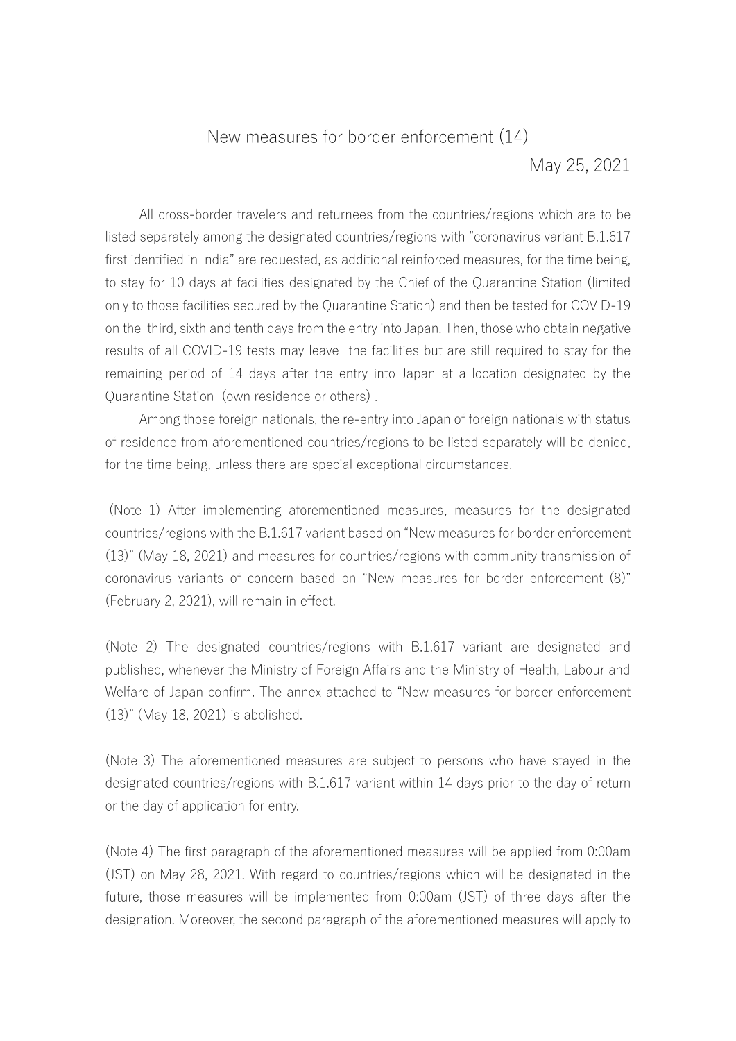# New measures for border enforcement (14)

May 25, 2021

All cross-border travelers and returnees from the countries/regions which are to be listed separately among the designated countries/regions with "coronavirus variant B.1.617 first identified in India" are requested, as additional reinforced measures, for the time being, to stay for 10 days at facilities designated by the Chief of the Quarantine Station (limited only to those facilities secured by the Quarantine Station) and then be tested for COVID-19 on the third, sixth and tenth days from the entry into Japan. Then, those who obtain negative results of all COVID-19 tests may leave the facilities but are still required to stay for the remaining period of 14 days after the entry into Japan at a location designated by the Quarantine Station (own residence or others).

Among those foreign nationals, the re-entry into Japan of foreign nationals with status of residence from aforementioned countries/regions to be listed separately will be denied, for the time being, unless there are special exceptional circumstances.

(Note 1) After implementing aforementioned measures, measures for the designated countries/regions with the B.1.617 variant based on "New measures for border enforcement (13)" (May 18, 2021) and measures for countries/regions with community transmission of coronavirus variants of concern based on "New measures for border enforcement (8)" (February 2, 2021), will remain in effect.

(Note 2) The designated countries/regions with B.1.617 variant are designated and published, whenever the Ministry of Foreign Affairs and the Ministry of Health, Labour and Welfare of Japan confirm. The annex attached to "New measures for border enforcement (13)" (May 18, 2021) is abolished.

(Note 3) The aforementioned measures are subject to persons who have stayed in the designated countries/regions with B.1.617 variant within 14 days prior to the day of return or the day of application for entry.

(Note 4) The first paragraph of the aforementioned measures will be applied from 0:00am (JST) on May 28, 2021. With regard to countries/regions which will be designated in the future, those measures will be implemented from 0:00am (JST) of three days after the designation. Moreover, the second paragraph of the aforementioned measures will apply to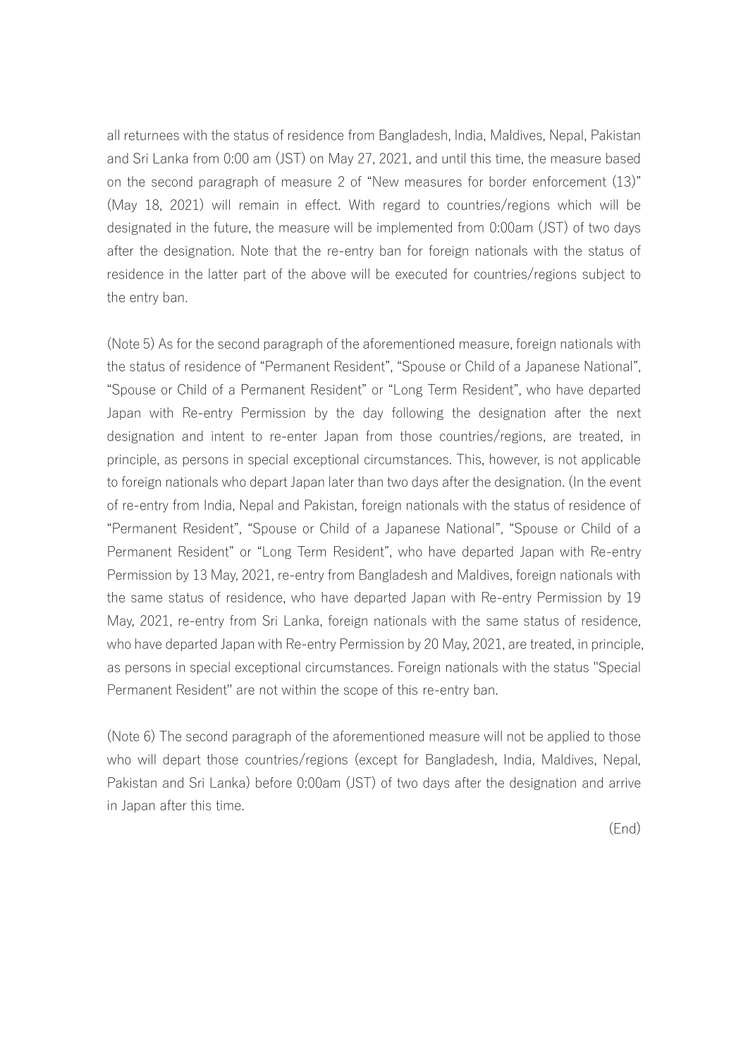all returnees with the status of residence from Bangladesh, India, Maldives, Nepal, Pakistan and Sri Lanka from 0:00 am (JST) on May 27, 2021, and until this time, the measure based on the second paragraph of measure 2 of "New measures for border enforcement (13)" (May 18, 2021) will remain in effect. With regard to countries/regions which will be designated in the future, the measure will be implemented from 0:00am (JST) of two days after the designation. Note that the re-entry ban for foreign nationals with the status of residence in the latter part of the above will be executed for countries/regions subject to the entry ban.

(Note 5) As for the second paragraph of the aforementioned measure, foreign nationals with the status of residence of "Permanent Resident", "Spouse or Child of a Japanese National", "Spouse or Child of a Permanent Resident" or "Long Term Resident", who have departed Japan with Re-entry Permission by the day following the designation after the next designation and intent to re-enter Japan from those countries/regions, are treated, in principle, as persons in special exceptional circumstances. This, however, is not applicable to foreign nationals who depart Japan later than two days after the designation. (In the event of re-entry from India, Nepal and Pakistan, foreign nationals with the status of residence of "Permanent Resident", "Spouse or Child of a Japanese National", "Spouse or Child of a Permanent Resident" or "Long Term Resident", who have departed Japan with Re-entry Permission by 13 May, 2021, re-entry from Bangladesh and Maldives, foreign nationals with the same status of residence, who have departed Japan with Re-entry Permission by 19 May, 2021, re-entry from Sri Lanka, foreign nationals with the same status of residence, who have departed Japan with Re-entry Permission by 20 May, 2021, are treated, in principle, as persons in special exceptional circumstances. Foreign nationals with the status "Special Permanent Resident" are not within the scope of this re-entry ban.

(Note 6) The second paragraph of the aforementioned measure will not be applied to those who will depart those countries/regions (except for Bangladesh, India, Maldives, Nepal, Pakistan and Sri Lanka) before 0:00am (JST) of two days after the designation and arrive in Japan after this time.

(End)